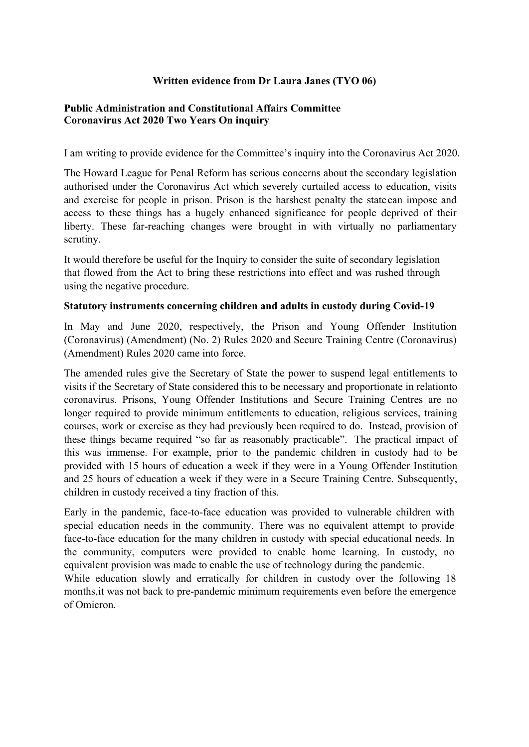**Written evidence from Dr Laura Janes (TYO 06)**

**Public Administration and Constitutional Affairs Committee**
**Coronavirus Act 2020 Two Years On inquiry**

I am writing to provide evidence for the Committee's inquiry into the Coronavirus Act 2020.

The Howard League for Penal Reform has serious concerns about the secondary legislation authorised under the Coronavirus Act which severely curtailed access to education, visits and exercise for people in prison. Prison is the harshest penalty the state can impose and access to these things has a hugely enhanced significance for people deprived of their liberty. These far-reaching changes were brought in with virtually no parliamentary scrutiny.

It would therefore be useful for the Inquiry to consider the suite of secondary legislation that flowed from the Act to bring these restrictions into effect and was rushed through using the negative procedure.

**Statutory instruments concerning children and adults in custody during Covid-19**

In May and June 2020, respectively, the Prison and Young Offender Institution (Coronavirus) (Amendment) (No. 2) Rules 2020 and Secure Training Centre (Coronavirus) (Amendment) Rules 2020 came into force.

The amended rules give the Secretary of State the power to suspend legal entitlements to visits if the Secretary of State considered this to be necessary and proportionate in relationto coronavirus. Prisons, Young Offender Institutions and Secure Training Centres are no longer required to provide minimum entitlements to education, religious services, training courses, work or exercise as they had previously been required to do. Instead, provision of these things became required "so far as reasonably practicable". The practical impact of this was immense. For example, prior to the pandemic children in custody had to be provided with 15 hours of education a week if they were in a Young Offender Institution and 25 hours of education a week if they were in a Secure Training Centre. Subsequently, children in custody received a tiny fraction of this.

Early in the pandemic, face-to-face education was provided to vulnerable children with special education needs in the community. There was no equivalent attempt to provide face-to-face education for the many children in custody with special educational needs. In the community, computers were provided to enable home learning. In custody, no equivalent provision was made to enable the use of technology during the pandemic.
While education slowly and erratically for children in custody over the following 18 months,it was not back to pre-pandemic minimum requirements even before the emergence of Omicron.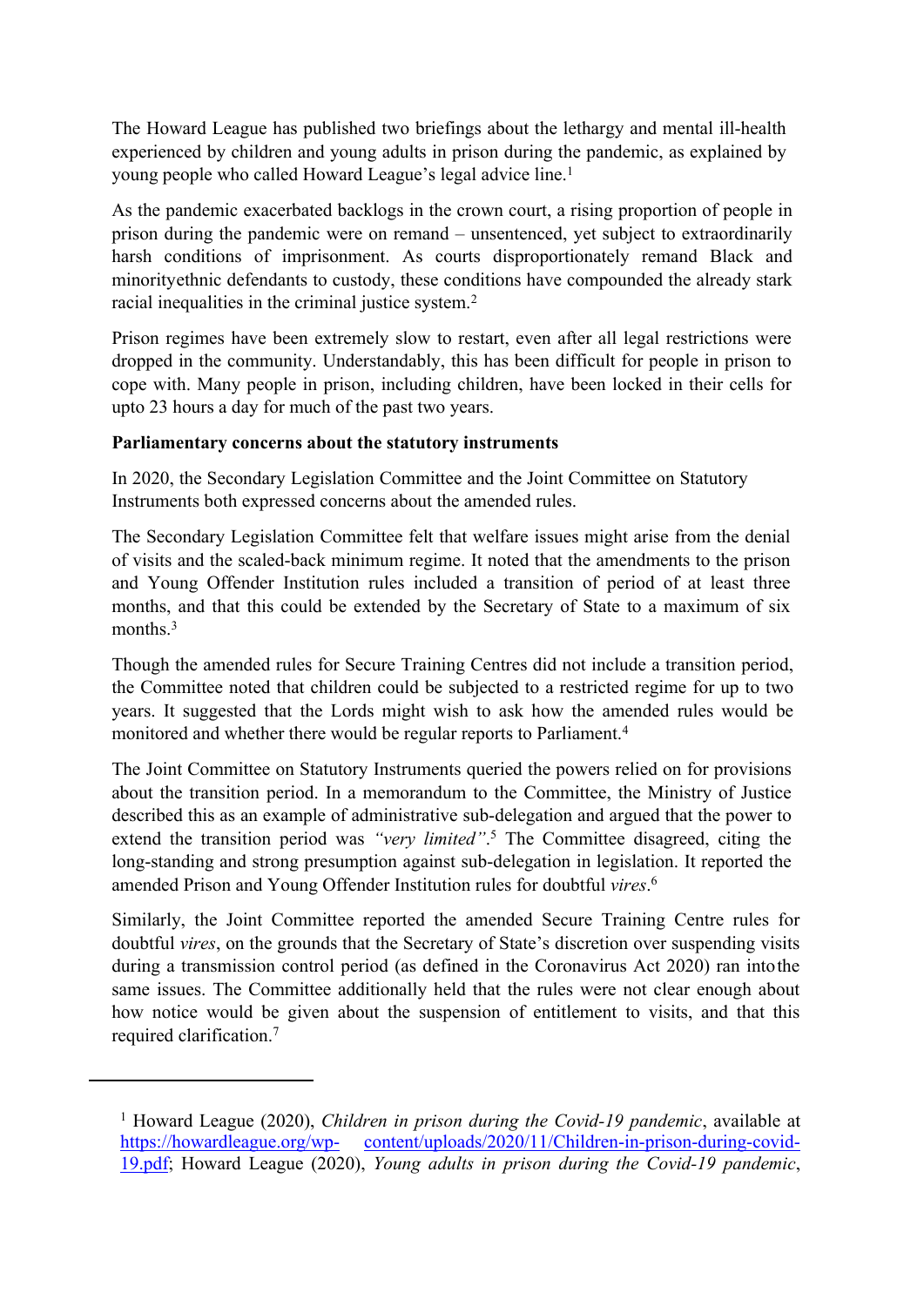The Howard League has published two briefings about the lethargy and mental ill-health experienced by children and young adults in prison during the pandemic, as explained by young people who called Howard League's legal advice line.[1]

As the pandemic exacerbated backlogs in the crown court, a rising proportion of people in prison during the pandemic were on remand – unsentenced, yet subject to extraordinarily harsh conditions of imprisonment. As courts disproportionately remand Black and minorityethnic defendants to custody, these conditions have compounded the already stark racial inequalities in the criminal justice system.[2]

Prison regimes have been extremely slow to restart, even after all legal restrictions were dropped in the community. Understandably, this has been difficult for people in prison to cope with. Many people in prison, including children, have been locked in their cells for upto 23 hours a day for much of the past two years.

**Parliamentary concerns about the statutory instruments**

In 2020, the Secondary Legislation Committee and the Joint Committee on Statutory Instruments both expressed concerns about the amended rules.

The Secondary Legislation Committee felt that welfare issues might arise from the denial of visits and the scaled-back minimum regime. It noted that the amendments to the prison and Young Offender Institution rules included a transition of period of at least three months, and that this could be extended by the Secretary of State to a maximum of six months.[3]

Though the amended rules for Secure Training Centres did not include a transition period, the Committee noted that children could be subjected to a restricted regime for up to two years. It suggested that the Lords might wish to ask how the amended rules would be monitored and whether there would be regular reports to Parliament.[4]

The Joint Committee on Statutory Instruments queried the powers relied on for provisions about the transition period. In a memorandum to the Committee, the Ministry of Justice described this as an example of administrative sub-delegation and argued that the power to extend the transition period was *"very limited"*.[5] The Committee disagreed, citing the long-standing and strong presumption against sub-delegation in legislation. It reported the amended Prison and Young Offender Institution rules for doubtful *vires*.[6]

Similarly, the Joint Committee reported the amended Secure Training Centre rules for doubtful *vires*, on the grounds that the Secretary of State's discretion over suspending visits during a transmission control period (as defined in the Coronavirus Act 2020) ran intothe same issues. The Committee additionally held that the rules were not clear enough about how notice would be given about the suspension of entitlement to visits, and that this required clarification.[7]

---

[1] Howard League (2020), *Children in prison during the Covid-19 pandemic*, available at https://howardleague.org/wp- content/uploads/2020/11/Children-in-prison-during-covid-19.pdf; Howard League (2020), *Young adults in prison during the Covid-19 pandemic*,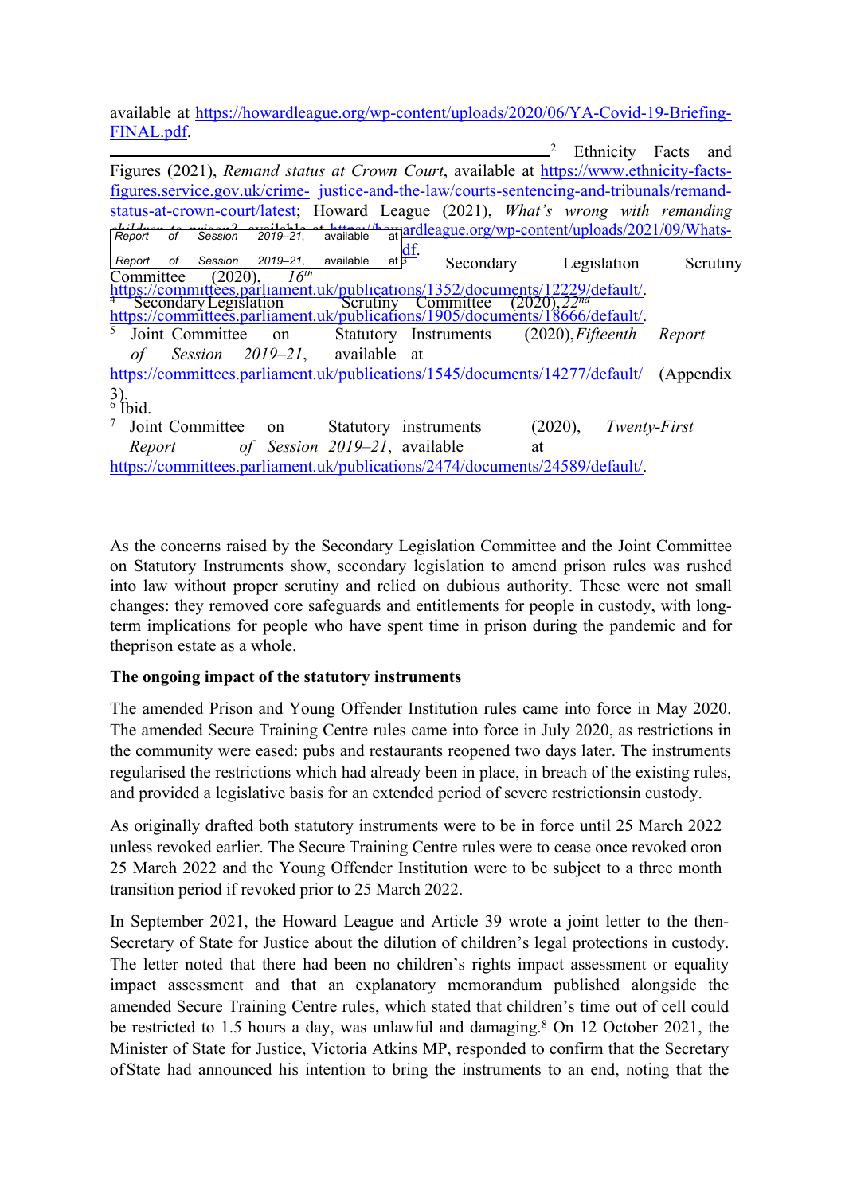available at https://howardleague.org/wp-content/uploads/2020/06/YA-Covid-19-Briefing-FINAL.pdf.

[2] Ethnicity Facts and Figures (2021), *Remand status at Crown Court*, available at https://www.ethnicity-facts-figures.service.gov.uk/crime-justice-and-the-law/courts-sentencing-and-tribunals/remand-status-at-crown-court/latest; Howard League (2021), *What's wrong with remanding children to prison?*, available at https://howardleague.org/wp-content/uploads/2021/09/Whats-...df.

[3] Secondary Legislation Scrutiny Committee (2020), *16th Report of Session 2019–21*, available at https://committees.parliament.uk/publications/1352/documents/12229/default/.

[4] Secondary Legislation Scrutiny Committee (2020), *22nd Report of Session 2019–21*, available at https://committees.parliament.uk/publications/1905/documents/18666/default/.

[5] Joint Committee on Statutory Instruments (2020), *Fifteenth Report of Session 2019–21*, available at https://committees.parliament.uk/publications/1545/documents/14277/default/ (Appendix 3).

[6] Ibid.

[7] Joint Committee on Statutory instruments (2020), *Twenty-First Report of Session 2019–21*, available at https://committees.parliament.uk/publications/2474/documents/24589/default/.

As the concerns raised by the Secondary Legislation Committee and the Joint Committee on Statutory Instruments show, secondary legislation to amend prison rules was rushed into law without proper scrutiny and relied on dubious authority. These were not small changes: they removed core safeguards and entitlements for people in custody, with long-term implications for people who have spent time in prison during the pandemic and for the prison estate as a whole.

**The ongoing impact of the statutory instruments**

The amended Prison and Young Offender Institution rules came into force in May 2020. The amended Secure Training Centre rules came into force in July 2020, as restrictions in the community were eased: pubs and restaurants reopened two days later. The instruments regularised the restrictions which had already been in place, in breach of the existing rules, and provided a legislative basis for an extended period of severe restrictions in custody.

As originally drafted both statutory instruments were to be in force until 25 March 2022 unless revoked earlier. The Secure Training Centre rules were to cease once revoked or on 25 March 2022 and the Young Offender Institution were to be subject to a three month transition period if revoked prior to 25 March 2022.

In September 2021, the Howard League and Article 39 wrote a joint letter to the then-Secretary of State for Justice about the dilution of children's legal protections in custody. The letter noted that there had been no children's rights impact assessment or equality impact assessment and that an explanatory memorandum published alongside the amended Secure Training Centre rules, which stated that children's time out of cell could be restricted to 1.5 hours a day, was unlawful and damaging.[8] On 12 October 2021, the Minister of State for Justice, Victoria Atkins MP, responded to confirm that the Secretary of State had announced his intention to bring the instruments to an end, noting that the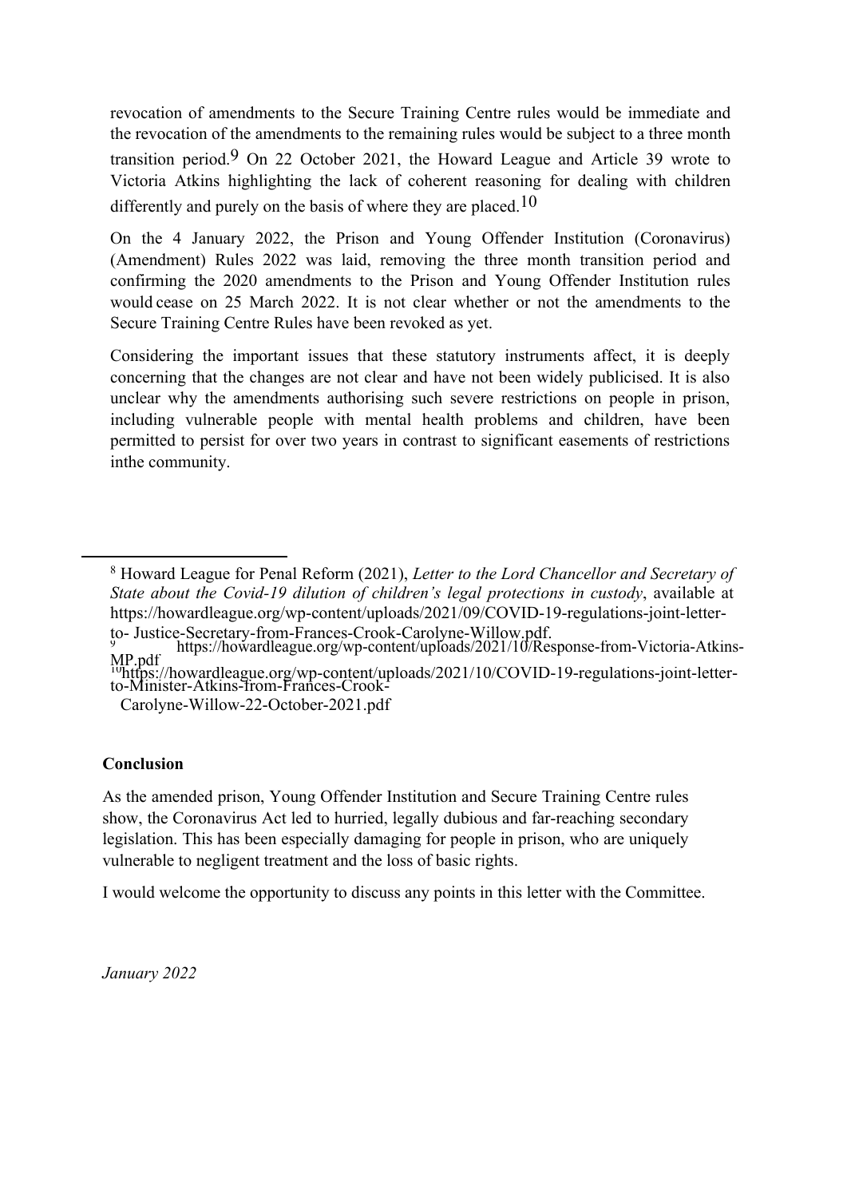revocation of amendments to the Secure Training Centre rules would be immediate and the revocation of the amendments to the remaining rules would be subject to a three month transition period.[9] On 22 October 2021, the Howard League and Article 39 wrote to Victoria Atkins highlighting the lack of coherent reasoning for dealing with children differently and purely on the basis of where they are placed.[10]

On the 4 January 2022, the Prison and Young Offender Institution (Coronavirus) (Amendment) Rules 2022 was laid, removing the three month transition period and confirming the 2020 amendments to the Prison and Young Offender Institution rules would cease on 25 March 2022. It is not clear whether or not the amendments to the Secure Training Centre Rules have been revoked as yet.

Considering the important issues that these statutory instruments affect, it is deeply concerning that the changes are not clear and have not been widely publicised. It is also unclear why the amendments authorising such severe restrictions on people in prison, including vulnerable people with mental health problems and children, have been permitted to persist for over two years in contrast to significant easements of restrictions inthe community.

---

[8] Howard League for Penal Reform (2021), *Letter to the Lord Chancellor and Secretary of State about the Covid-19 dilution of children's legal protections in custody*, available at https://howardleague.org/wp-content/uploads/2021/09/COVID-19-regulations-joint-letter-to- Justice-Secretary-from-Frances-Crook-Carolyne-Willow.pdf.

[9] https://howardleague.org/wp-content/uploads/2021/10/Response-from-Victoria-Atkins-MP.pdf

[10] https://howardleague.org/wp-content/uploads/2021/10/COVID-19-regulations-joint-letter-to-Minister-Atkins-from-Frances-Crook-Carolyne-Willow-22-October-2021.pdf

**Conclusion**

As the amended prison, Young Offender Institution and Secure Training Centre rules show, the Coronavirus Act led to hurried, legally dubious and far-reaching secondary legislation. This has been especially damaging for people in prison, who are uniquely vulnerable to negligent treatment and the loss of basic rights.

I would welcome the opportunity to discuss any points in this letter with the Committee.

*January 2022*